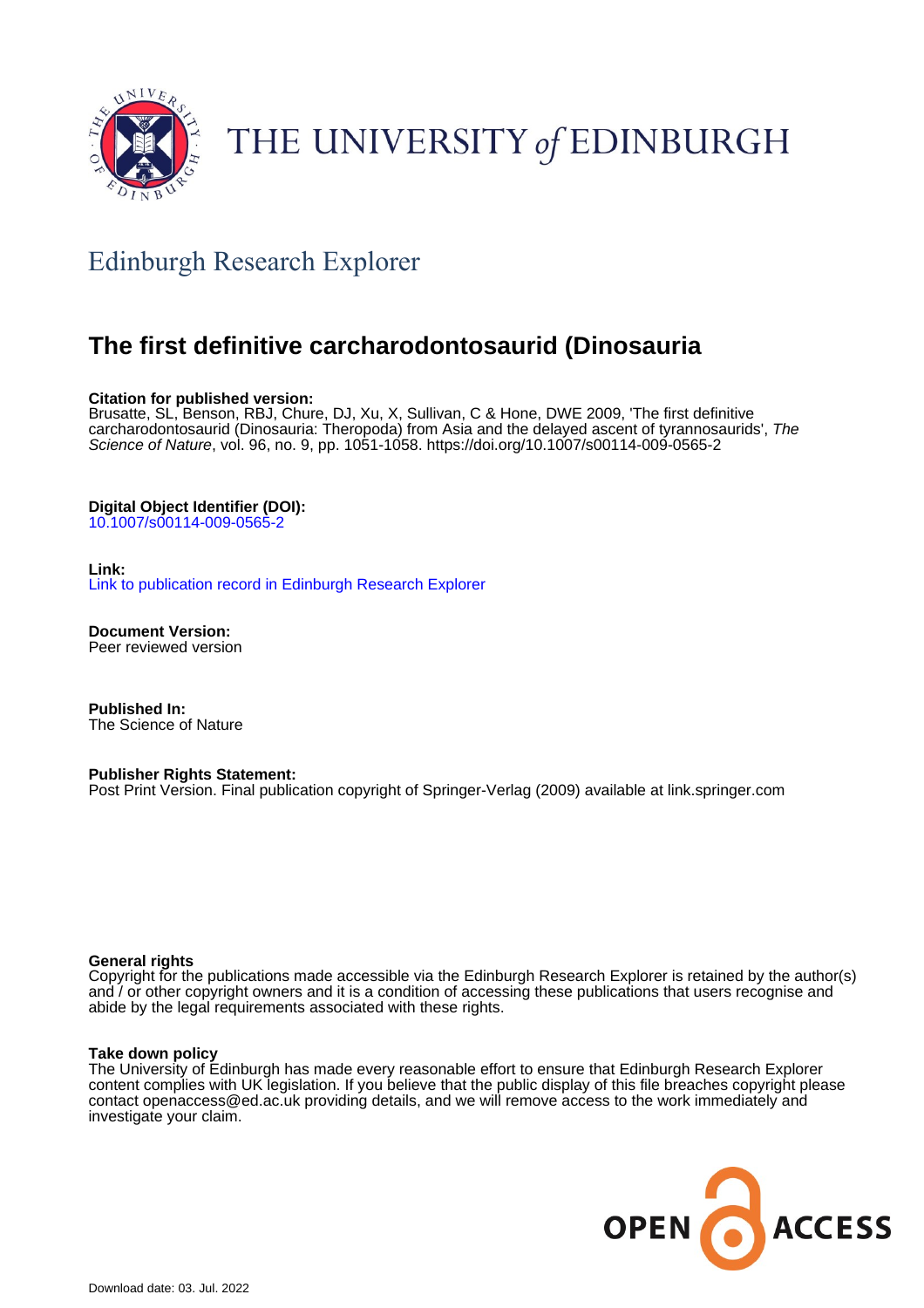THE UNIVERSITY *of* EDINBURGH

## Edinburgh Research Explorer

# The first definitive carcharodontosaurid (Dinosauria

**Citation for published version:**
Brusatte, SL, Benson, RBJ, Chure, DJ, Xu, X, Sullivan, C & Hone, DWE 2009, 'The first definitive carcharodontosaurid (Dinosauria: Theropoda) from Asia and the delayed ascent of tyrannosaurids', *The Science of Nature*, vol. 96, no. 9, pp. 1051-1058. https://doi.org/10.1007/s00114-009-0565-2

**Digital Object Identifier (DOI):**
10.1007/s00114-009-0565-2

**Link:**
Link to publication record in Edinburgh Research Explorer

**Document Version:**
Peer reviewed version

**Published In:**
The Science of Nature

**Publisher Rights Statement:**
Post Print Version. Final publication copyright of Springer-Verlag (2009) available at link.springer.com

**General rights**
Copyright for the publications made accessible via the Edinburgh Research Explorer is retained by the author(s) and / or other copyright owners and it is a condition of accessing these publications that users recognise and abide by the legal requirements associated with these rights.

**Take down policy**
The University of Edinburgh has made every reasonable effort to ensure that Edinburgh Research Explorer content complies with UK legislation. If you believe that the public display of this file breaches copyright please contact openaccess@ed.ac.uk providing details, and we will remove access to the work immediately and investigate your claim.

Download date: 03. Jul. 2022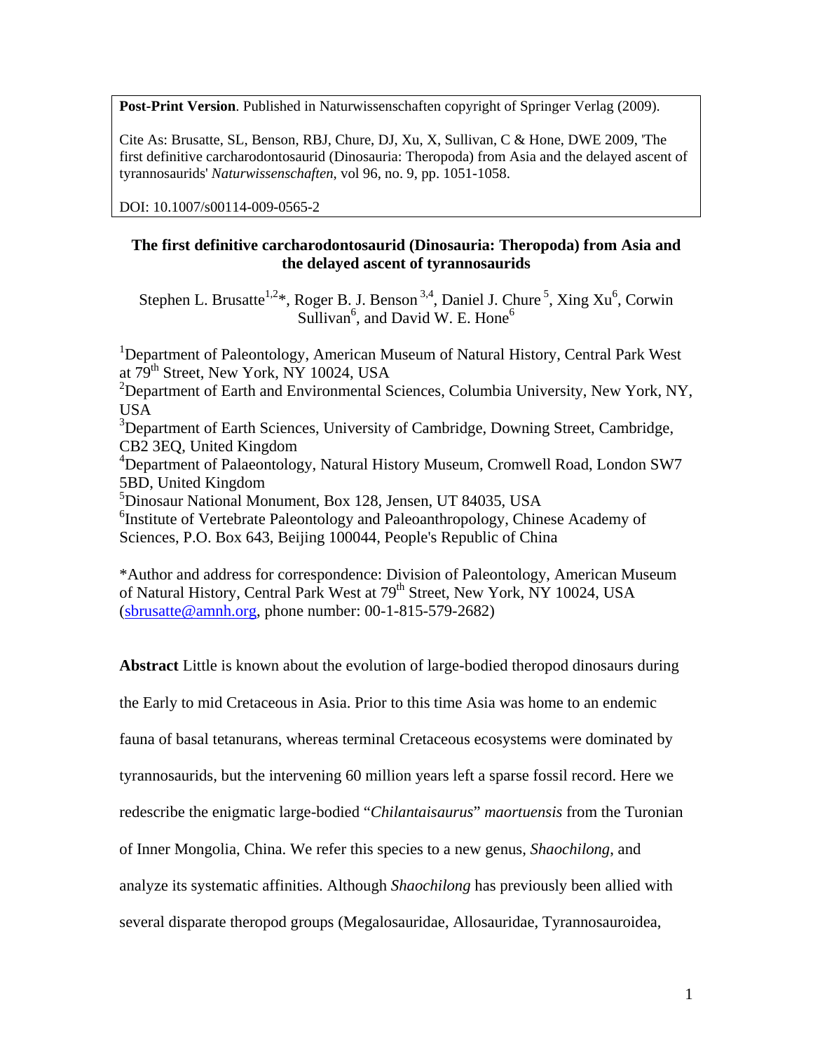**Post-Print Version**. Published in Naturwissenschaften copyright of Springer Verlag (2009).

Cite As: Brusatte, SL, Benson, RBJ, Chure, DJ, Xu, X, Sullivan, C & Hone, DWE 2009, 'The first definitive carcharodontosaurid (Dinosauria: Theropoda) from Asia and the delayed ascent of tyrannosaurids' *Naturwissenschaften*, vol 96, no. 9, pp. 1051-1058.

DOI: 10.1007/s00114-009-0565-2

# The first definitive carcharodontosaurid (Dinosauria: Theropoda) from Asia and the delayed ascent of tyrannosaurids

Stephen L. Brusatte[1,2]*, Roger B. J. Benson[3,4], Daniel J. Chure[5], Xing Xu[6], Corwin Sullivan[6], and David W. E. Hone[6]

[1]Department of Paleontology, American Museum of Natural History, Central Park West at 79th Street, New York, NY 10024, USA

[2]Department of Earth and Environmental Sciences, Columbia University, New York, NY, USA

[3]Department of Earth Sciences, University of Cambridge, Downing Street, Cambridge, CB2 3EQ, United Kingdom

[4]Department of Palaeontology, Natural History Museum, Cromwell Road, London SW7 5BD, United Kingdom

[5]Dinosaur National Monument, Box 128, Jensen, UT 84035, USA

[6]Institute of Vertebrate Paleontology and Paleoanthropology, Chinese Academy of Sciences, P.O. Box 643, Beijing 100044, People's Republic of China

*Author and address for correspondence: Division of Paleontology, American Museum of Natural History, Central Park West at 79th Street, New York, NY 10024, USA (sbrusatte@amnh.org, phone number: 00-1-815-579-2682)

**Abstract** Little is known about the evolution of large-bodied theropod dinosaurs during the Early to mid Cretaceous in Asia. Prior to this time Asia was home to an endemic fauna of basal tetanurans, whereas terminal Cretaceous ecosystems were dominated by tyrannosaurids, but the intervening 60 million years left a sparse fossil record. Here we redescribe the enigmatic large-bodied "*Chilantaisaurus*" *maortuensis* from the Turonian of Inner Mongolia, China. We refer this species to a new genus, *Shaochilong*, and analyze its systematic affinities. Although *Shaochilong* has previously been allied with several disparate theropod groups (Megalosauridae, Allosauridae, Tyrannosauroidea,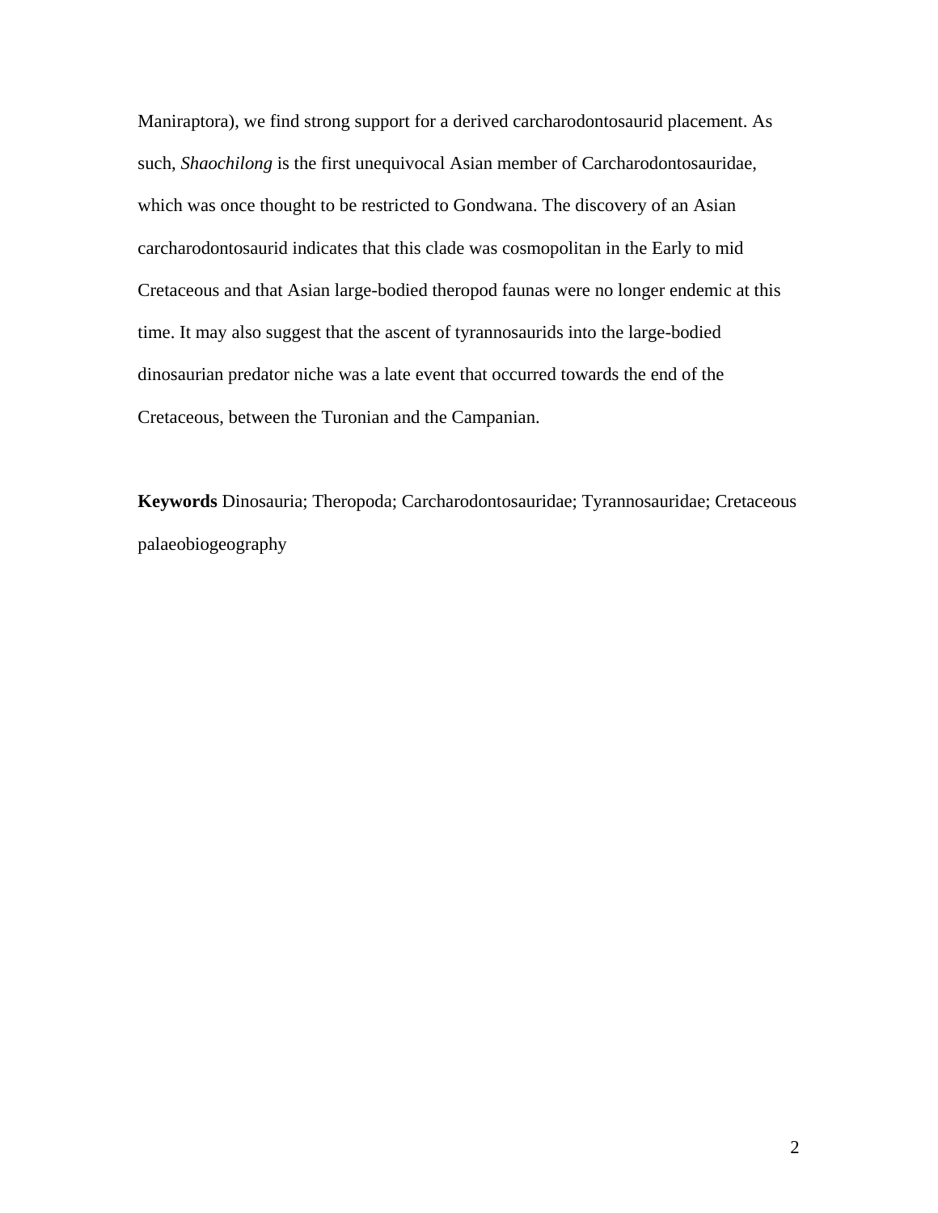Maniraptora), we find strong support for a derived carcharodontosaurid placement. As such, *Shaochilong* is the first unequivocal Asian member of Carcharodontosauridae, which was once thought to be restricted to Gondwana. The discovery of an Asian carcharodontosaurid indicates that this clade was cosmopolitan in the Early to mid Cretaceous and that Asian large-bodied theropod faunas were no longer endemic at this time. It may also suggest that the ascent of tyrannosaurids into the large-bodied dinosaurian predator niche was a late event that occurred towards the end of the Cretaceous, between the Turonian and the Campanian.

**Keywords** Dinosauria; Theropoda; Carcharodontosauridae; Tyrannosauridae; Cretaceous palaeobiogeography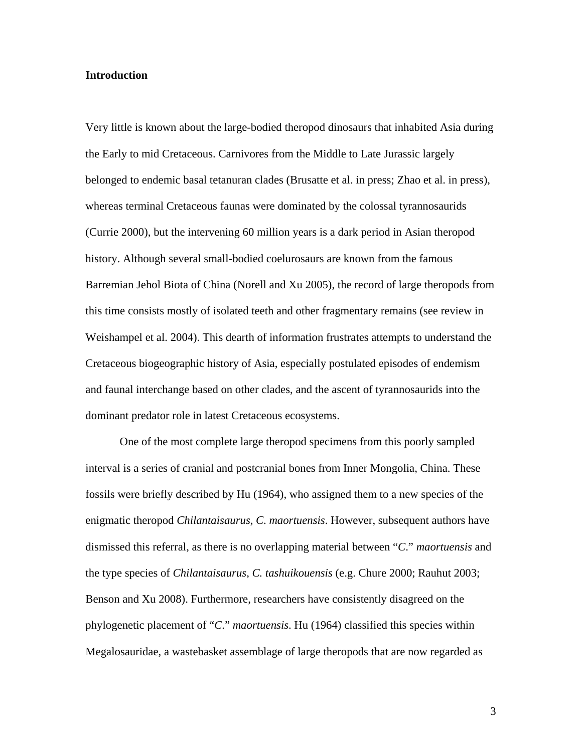## Introduction

Very little is known about the large-bodied theropod dinosaurs that inhabited Asia during the Early to mid Cretaceous. Carnivores from the Middle to Late Jurassic largely belonged to endemic basal tetanuran clades (Brusatte et al. in press; Zhao et al. in press), whereas terminal Cretaceous faunas were dominated by the colossal tyrannosaurids (Currie 2000), but the intervening 60 million years is a dark period in Asian theropod history. Although several small-bodied coelurosaurs are known from the famous Barremian Jehol Biota of China (Norell and Xu 2005), the record of large theropods from this time consists mostly of isolated teeth and other fragmentary remains (see review in Weishampel et al. 2004). This dearth of information frustrates attempts to understand the Cretaceous biogeographic history of Asia, especially postulated episodes of endemism and faunal interchange based on other clades, and the ascent of tyrannosaurids into the dominant predator role in latest Cretaceous ecosystems.

One of the most complete large theropod specimens from this poorly sampled interval is a series of cranial and postcranial bones from Inner Mongolia, China. These fossils were briefly described by Hu (1964), who assigned them to a new species of the enigmatic theropod *Chilantaisaurus*, *C. maortuensis*. However, subsequent authors have dismissed this referral, as there is no overlapping material between "*C.*" *maortuensis* and the type species of *Chilantaisaurus*, *C. tashuikouensis* (e.g. Chure 2000; Rauhut 2003; Benson and Xu 2008). Furthermore, researchers have consistently disagreed on the phylogenetic placement of "*C.*" *maortuensis*. Hu (1964) classified this species within Megalosauridae, a wastebasket assemblage of large theropods that are now regarded as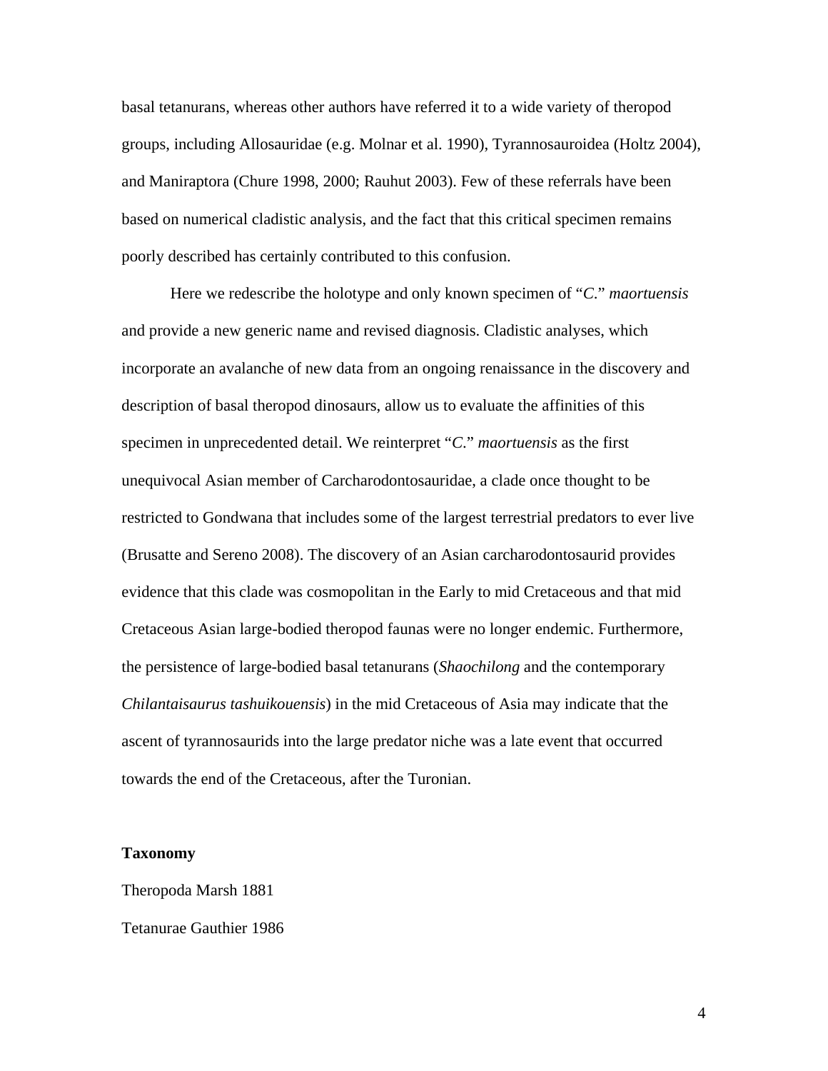basal tetanurans, whereas other authors have referred it to a wide variety of theropod groups, including Allosauridae (e.g. Molnar et al. 1990), Tyrannosauroidea (Holtz 2004), and Maniraptora (Chure 1998, 2000; Rauhut 2003). Few of these referrals have been based on numerical cladistic analysis, and the fact that this critical specimen remains poorly described has certainly contributed to this confusion.

Here we redescribe the holotype and only known specimen of "*C.*" *maortuensis* and provide a new generic name and revised diagnosis. Cladistic analyses, which incorporate an avalanche of new data from an ongoing renaissance in the discovery and description of basal theropod dinosaurs, allow us to evaluate the affinities of this specimen in unprecedented detail. We reinterpret "*C.*" *maortuensis* as the first unequivocal Asian member of Carcharodontosauridae, a clade once thought to be restricted to Gondwana that includes some of the largest terrestrial predators to ever live (Brusatte and Sereno 2008). The discovery of an Asian carcharodontosaurid provides evidence that this clade was cosmopolitan in the Early to mid Cretaceous and that mid Cretaceous Asian large-bodied theropod faunas were no longer endemic. Furthermore, the persistence of large-bodied basal tetanurans (*Shaochilong* and the contemporary *Chilantaisaurus tashuikouensis*) in the mid Cretaceous of Asia may indicate that the ascent of tyrannosaurids into the large predator niche was a late event that occurred towards the end of the Cretaceous, after the Turonian.

## Taxonomy

Theropoda Marsh 1881

Tetanurae Gauthier 1986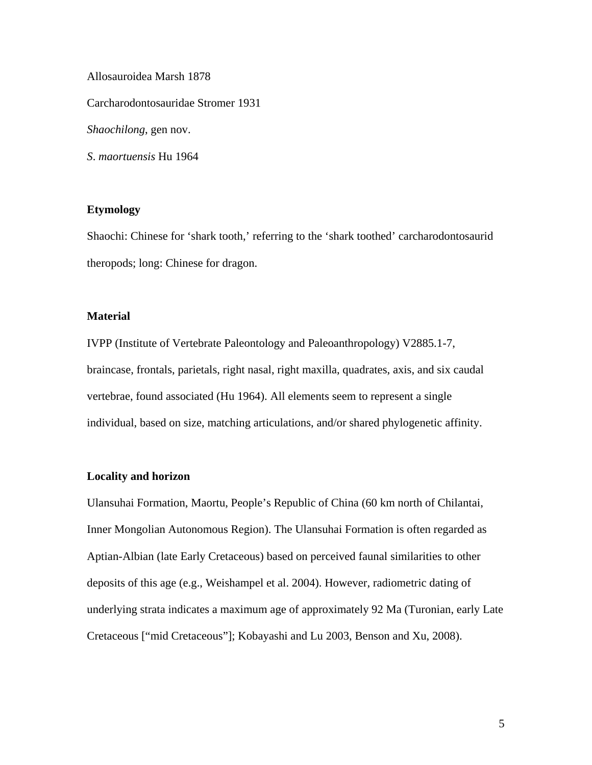Allosauroidea Marsh 1878

Carcharodontosauridae Stromer 1931

*Shaochilong*, gen nov.

*S. maortuensis* Hu 1964

**Etymology**

Shaochi: Chinese for 'shark tooth,' referring to the 'shark toothed' carcharodontosaurid theropods; long: Chinese for dragon.

**Material**

IVPP (Institute of Vertebrate Paleontology and Paleoanthropology) V2885.1-7, braincase, frontals, parietals, right nasal, right maxilla, quadrates, axis, and six caudal vertebrae, found associated (Hu 1964). All elements seem to represent a single individual, based on size, matching articulations, and/or shared phylogenetic affinity.

**Locality and horizon**

Ulansuhai Formation, Maortu, People's Republic of China (60 km north of Chilantai, Inner Mongolian Autonomous Region). The Ulansuhai Formation is often regarded as Aptian-Albian (late Early Cretaceous) based on perceived faunal similarities to other deposits of this age (e.g., Weishampel et al. 2004). However, radiometric dating of underlying strata indicates a maximum age of approximately 92 Ma (Turonian, early Late Cretaceous ["mid Cretaceous"]; Kobayashi and Lu 2003, Benson and Xu, 2008).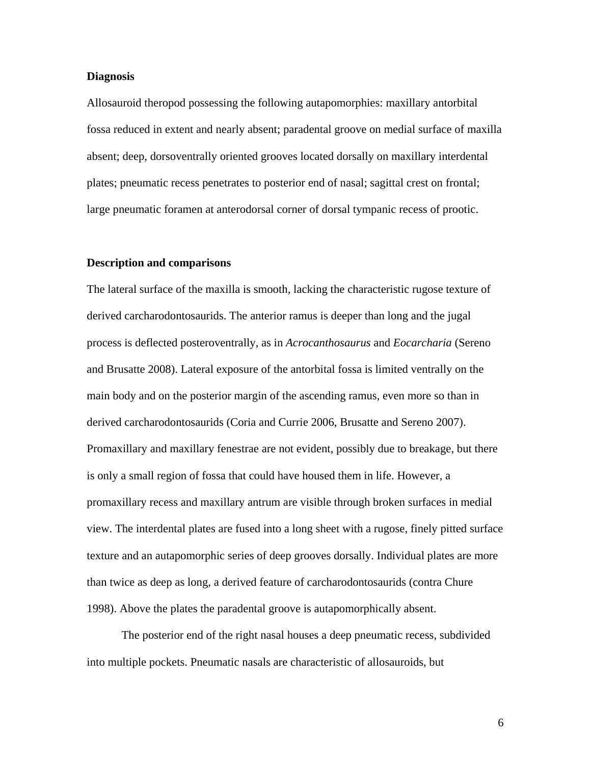**Diagnosis**

Allosauroid theropod possessing the following autapomorphies: maxillary antorbital fossa reduced in extent and nearly absent; paradental groove on medial surface of maxilla absent; deep, dorsoventrally oriented grooves located dorsally on maxillary interdental plates; pneumatic recess penetrates to posterior end of nasal; sagittal crest on frontal; large pneumatic foramen at anterodorsal corner of dorsal tympanic recess of prootic.

**Description and comparisons**

The lateral surface of the maxilla is smooth, lacking the characteristic rugose texture of derived carcharodontosaurids. The anterior ramus is deeper than long and the jugal process is deflected posteroventrally, as in *Acrocanthosaurus* and *Eocarcharia* (Sereno and Brusatte 2008). Lateral exposure of the antorbital fossa is limited ventrally on the main body and on the posterior margin of the ascending ramus, even more so than in derived carcharodontosaurids (Coria and Currie 2006, Brusatte and Sereno 2007). Promaxillary and maxillary fenestrae are not evident, possibly due to breakage, but there is only a small region of fossa that could have housed them in life. However, a promaxillary recess and maxillary antrum are visible through broken surfaces in medial view. The interdental plates are fused into a long sheet with a rugose, finely pitted surface texture and an autapomorphic series of deep grooves dorsally. Individual plates are more than twice as deep as long, a derived feature of carcharodontosaurids (contra Chure 1998). Above the plates the paradental groove is autapomorphically absent.

The posterior end of the right nasal houses a deep pneumatic recess, subdivided into multiple pockets. Pneumatic nasals are characteristic of allosauroids, but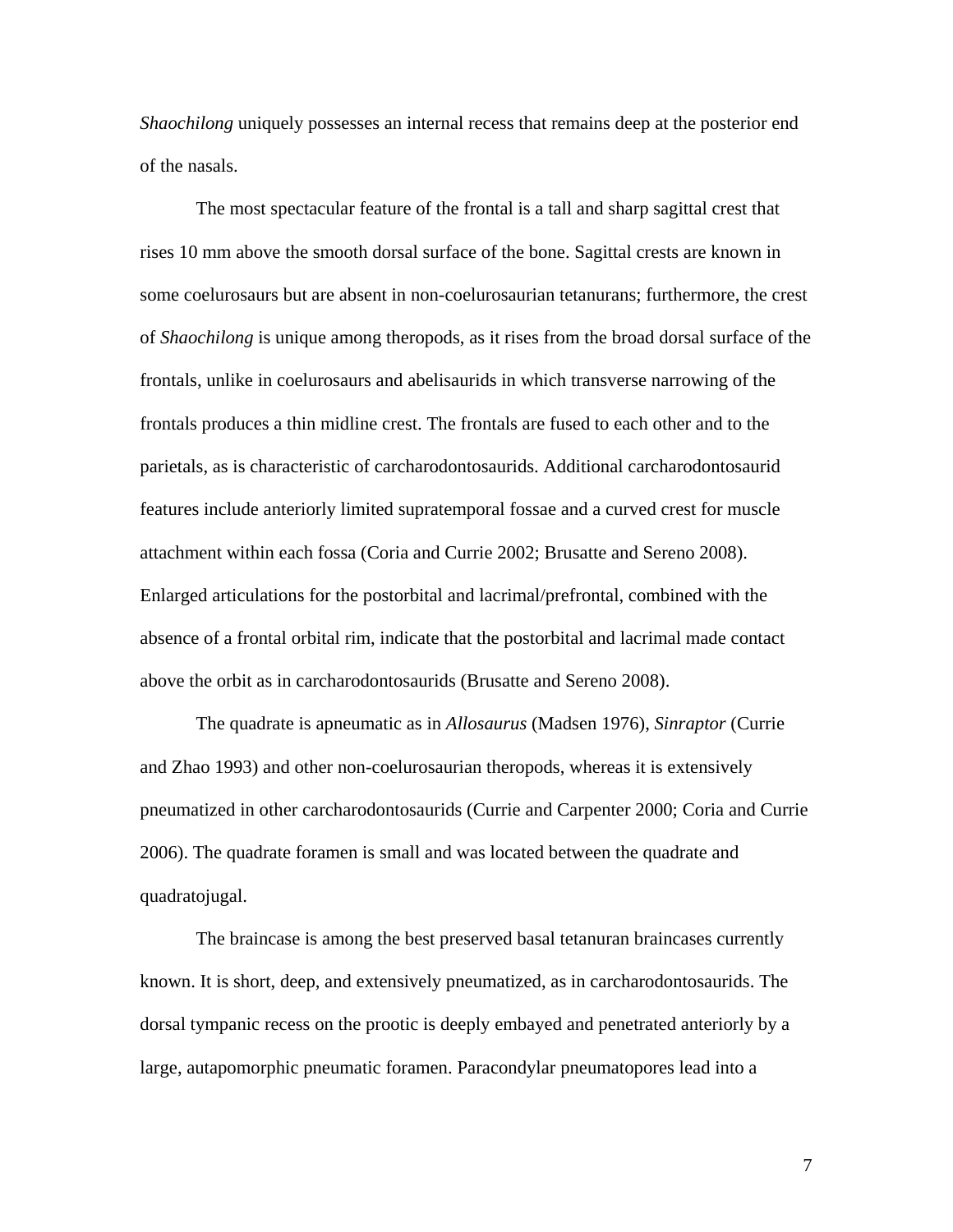*Shaochilong* uniquely possesses an internal recess that remains deep at the posterior end of the nasals.

The most spectacular feature of the frontal is a tall and sharp sagittal crest that rises 10 mm above the smooth dorsal surface of the bone. Sagittal crests are known in some coelurosaurs but are absent in non-coelurosaurian tetanurans; furthermore, the crest of *Shaochilong* is unique among theropods, as it rises from the broad dorsal surface of the frontals, unlike in coelurosaurs and abelisaurids in which transverse narrowing of the frontals produces a thin midline crest. The frontals are fused to each other and to the parietals, as is characteristic of carcharodontosaurids. Additional carcharodontosaurid features include anteriorly limited supratemporal fossae and a curved crest for muscle attachment within each fossa (Coria and Currie 2002; Brusatte and Sereno 2008). Enlarged articulations for the postorbital and lacrimal/prefrontal, combined with the absence of a frontal orbital rim, indicate that the postorbital and lacrimal made contact above the orbit as in carcharodontosaurids (Brusatte and Sereno 2008).

The quadrate is apneumatic as in *Allosaurus* (Madsen 1976), *Sinraptor* (Currie and Zhao 1993) and other non-coelurosaurian theropods, whereas it is extensively pneumatized in other carcharodontosaurids (Currie and Carpenter 2000; Coria and Currie 2006). The quadrate foramen is small and was located between the quadrate and quadratojugal.

The braincase is among the best preserved basal tetanuran braincases currently known. It is short, deep, and extensively pneumatized, as in carcharodontosaurids. The dorsal tympanic recess on the prootic is deeply embayed and penetrated anteriorly by a large, autapomorphic pneumatic foramen. Paracondylar pneumatopores lead into a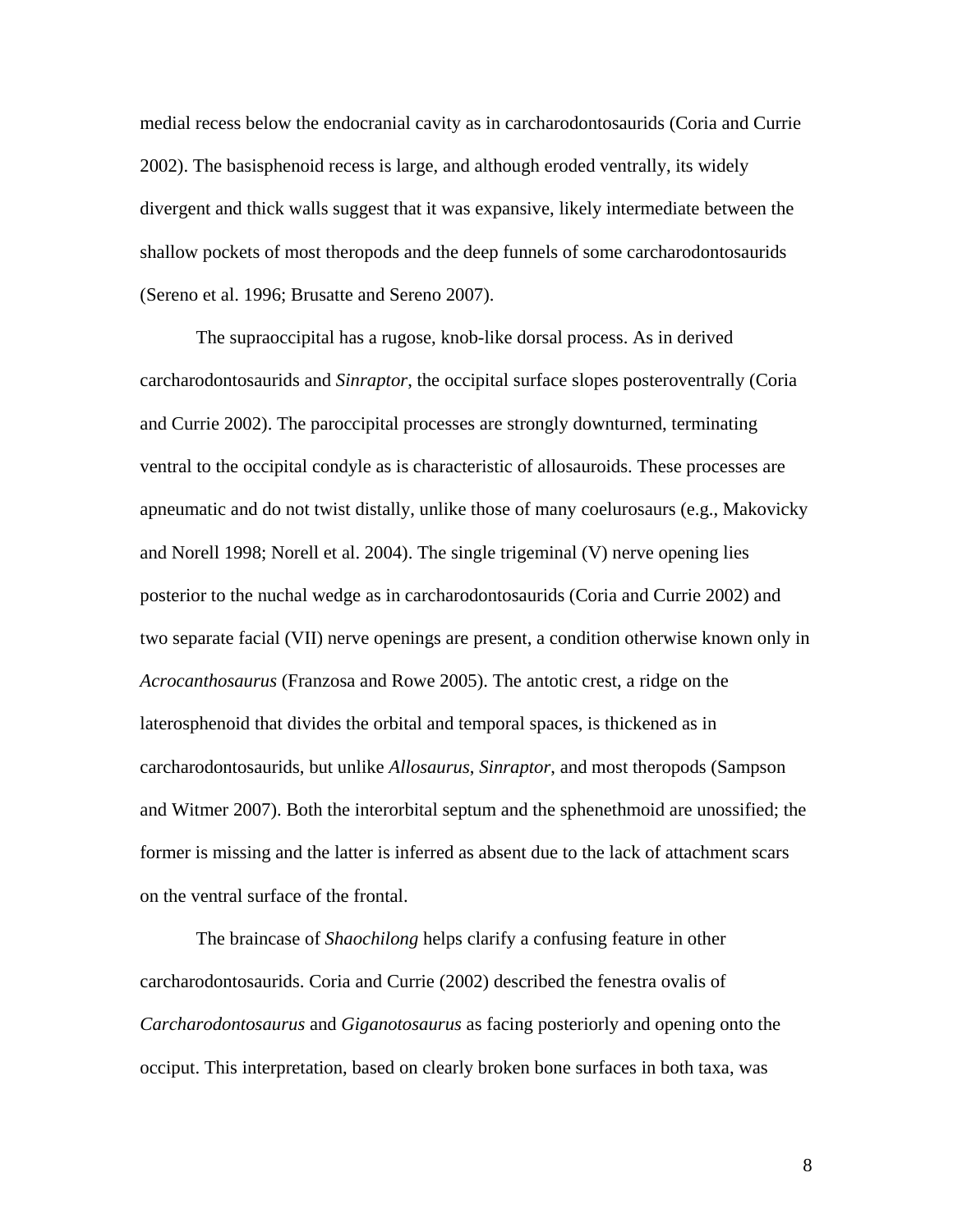medial recess below the endocranial cavity as in carcharodontosaurids (Coria and Currie 2002). The basisphenoid recess is large, and although eroded ventrally, its widely divergent and thick walls suggest that it was expansive, likely intermediate between the shallow pockets of most theropods and the deep funnels of some carcharodontosaurids (Sereno et al. 1996; Brusatte and Sereno 2007).

The supraoccipital has a rugose, knob-like dorsal process. As in derived carcharodontosaurids and *Sinraptor*, the occipital surface slopes posteroventrally (Coria and Currie 2002). The paroccipital processes are strongly downturned, terminating ventral to the occipital condyle as is characteristic of allosauroids. These processes are apneumatic and do not twist distally, unlike those of many coelurosaurs (e.g., Makovicky and Norell 1998; Norell et al. 2004). The single trigeminal (V) nerve opening lies posterior to the nuchal wedge as in carcharodontosaurids (Coria and Currie 2002) and two separate facial (VII) nerve openings are present, a condition otherwise known only in *Acrocanthosaurus* (Franzosa and Rowe 2005). The antotic crest, a ridge on the laterosphenoid that divides the orbital and temporal spaces, is thickened as in carcharodontosaurids, but unlike *Allosaurus*, *Sinraptor*, and most theropods (Sampson and Witmer 2007). Both the interorbital septum and the sphenethmoid are unossified; the former is missing and the latter is inferred as absent due to the lack of attachment scars on the ventral surface of the frontal.

The braincase of *Shaochilong* helps clarify a confusing feature in other carcharodontosaurids. Coria and Currie (2002) described the fenestra ovalis of *Carcharodontosaurus* and *Giganotosaurus* as facing posteriorly and opening onto the occiput. This interpretation, based on clearly broken bone surfaces in both taxa, was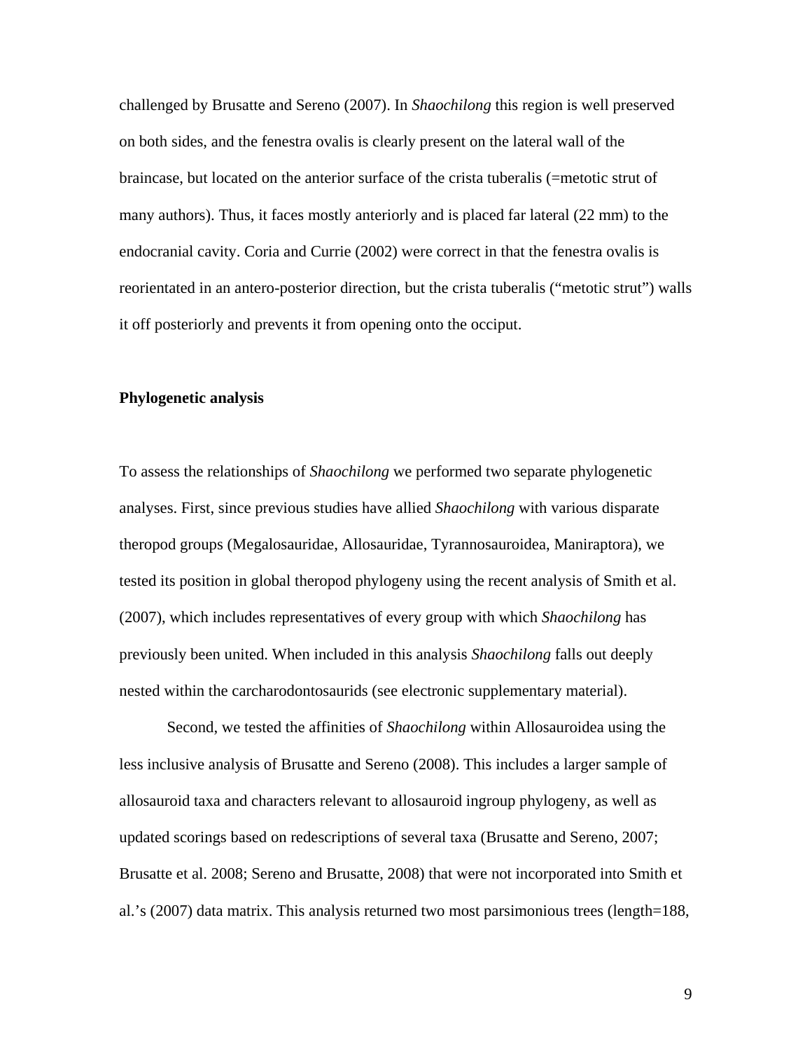challenged by Brusatte and Sereno (2007). In *Shaochilong* this region is well preserved on both sides, and the fenestra ovalis is clearly present on the lateral wall of the braincase, but located on the anterior surface of the crista tuberalis (=metotic strut of many authors). Thus, it faces mostly anteriorly and is placed far lateral (22 mm) to the endocranial cavity. Coria and Currie (2002) were correct in that the fenestra ovalis is reorientated in an antero-posterior direction, but the crista tuberalis ("metotic strut") walls it off posteriorly and prevents it from opening onto the occiput.

**Phylogenetic analysis**

To assess the relationships of *Shaochilong* we performed two separate phylogenetic analyses. First, since previous studies have allied *Shaochilong* with various disparate theropod groups (Megalosauridae, Allosauridae, Tyrannosauroidea, Maniraptora), we tested its position in global theropod phylogeny using the recent analysis of Smith et al. (2007), which includes representatives of every group with which *Shaochilong* has previously been united. When included in this analysis *Shaochilong* falls out deeply nested within the carcharodontosaurids (see electronic supplementary material).

Second, we tested the affinities of *Shaochilong* within Allosauroidea using the less inclusive analysis of Brusatte and Sereno (2008). This includes a larger sample of allosauroid taxa and characters relevant to allosauroid ingroup phylogeny, as well as updated scorings based on redescriptions of several taxa (Brusatte and Sereno, 2007; Brusatte et al. 2008; Sereno and Brusatte, 2008) that were not incorporated into Smith et al.'s (2007) data matrix. This analysis returned two most parsimonious trees (length=188,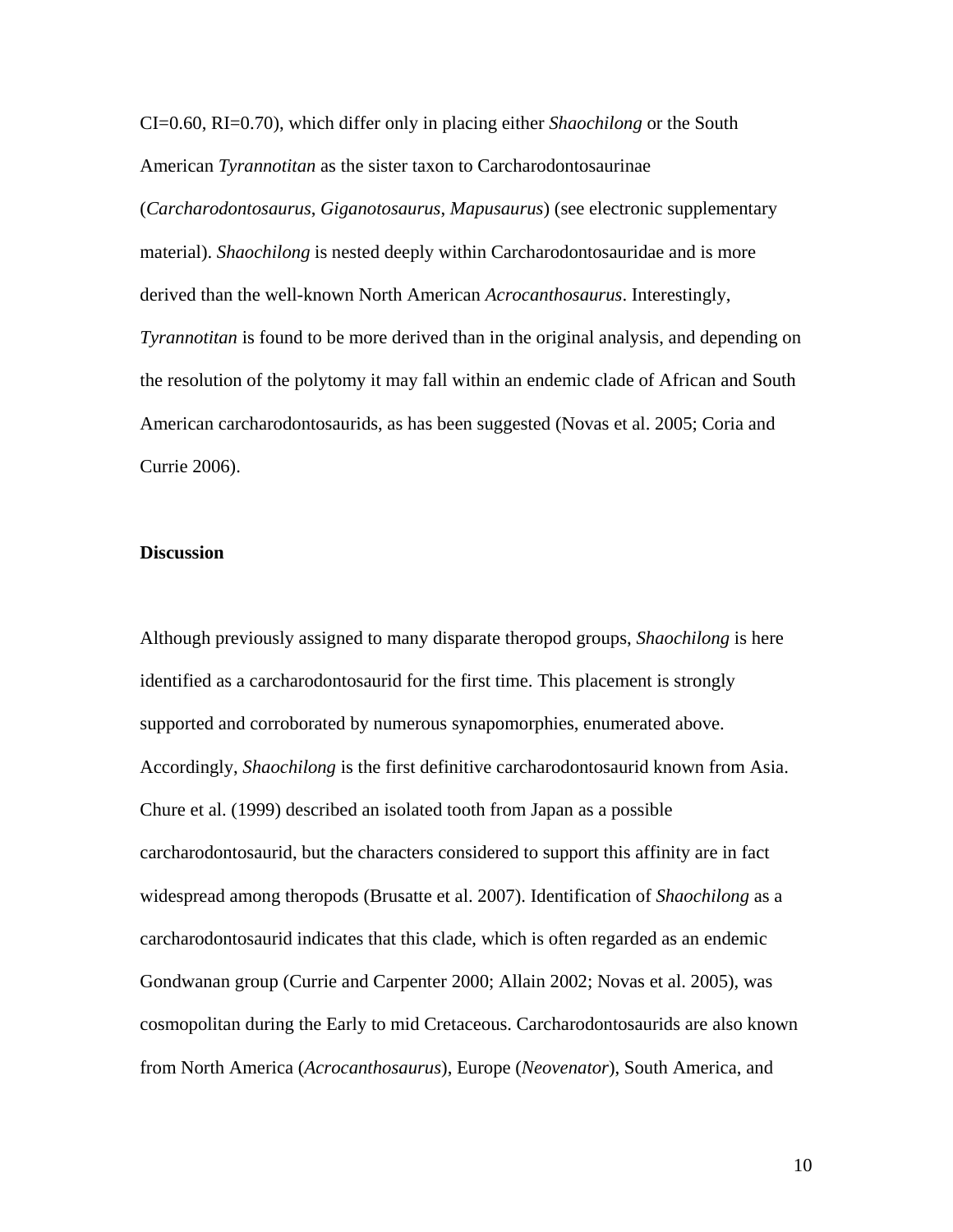CI=0.60, RI=0.70), which differ only in placing either *Shaochilong* or the South American *Tyrannotitan* as the sister taxon to Carcharodontosaurinae (*Carcharodontosaurus*, *Giganotosaurus*, *Mapusaurus*) (see electronic supplementary material). *Shaochilong* is nested deeply within Carcharodontosauridae and is more derived than the well-known North American *Acrocanthosaurus*. Interestingly, *Tyrannotitan* is found to be more derived than in the original analysis, and depending on the resolution of the polytomy it may fall within an endemic clade of African and South American carcharodontosaurids, as has been suggested (Novas et al. 2005; Coria and Currie 2006).

## Discussion

Although previously assigned to many disparate theropod groups, *Shaochilong* is here identified as a carcharodontosaurid for the first time. This placement is strongly supported and corroborated by numerous synapomorphies, enumerated above. Accordingly, *Shaochilong* is the first definitive carcharodontosaurid known from Asia. Chure et al. (1999) described an isolated tooth from Japan as a possible carcharodontosaurid, but the characters considered to support this affinity are in fact widespread among theropods (Brusatte et al. 2007). Identification of *Shaochilong* as a carcharodontosaurid indicates that this clade, which is often regarded as an endemic Gondwanan group (Currie and Carpenter 2000; Allain 2002; Novas et al. 2005), was cosmopolitan during the Early to mid Cretaceous. Carcharodontosaurids are also known from North America (*Acrocanthosaurus*), Europe (*Neovenator*), South America, and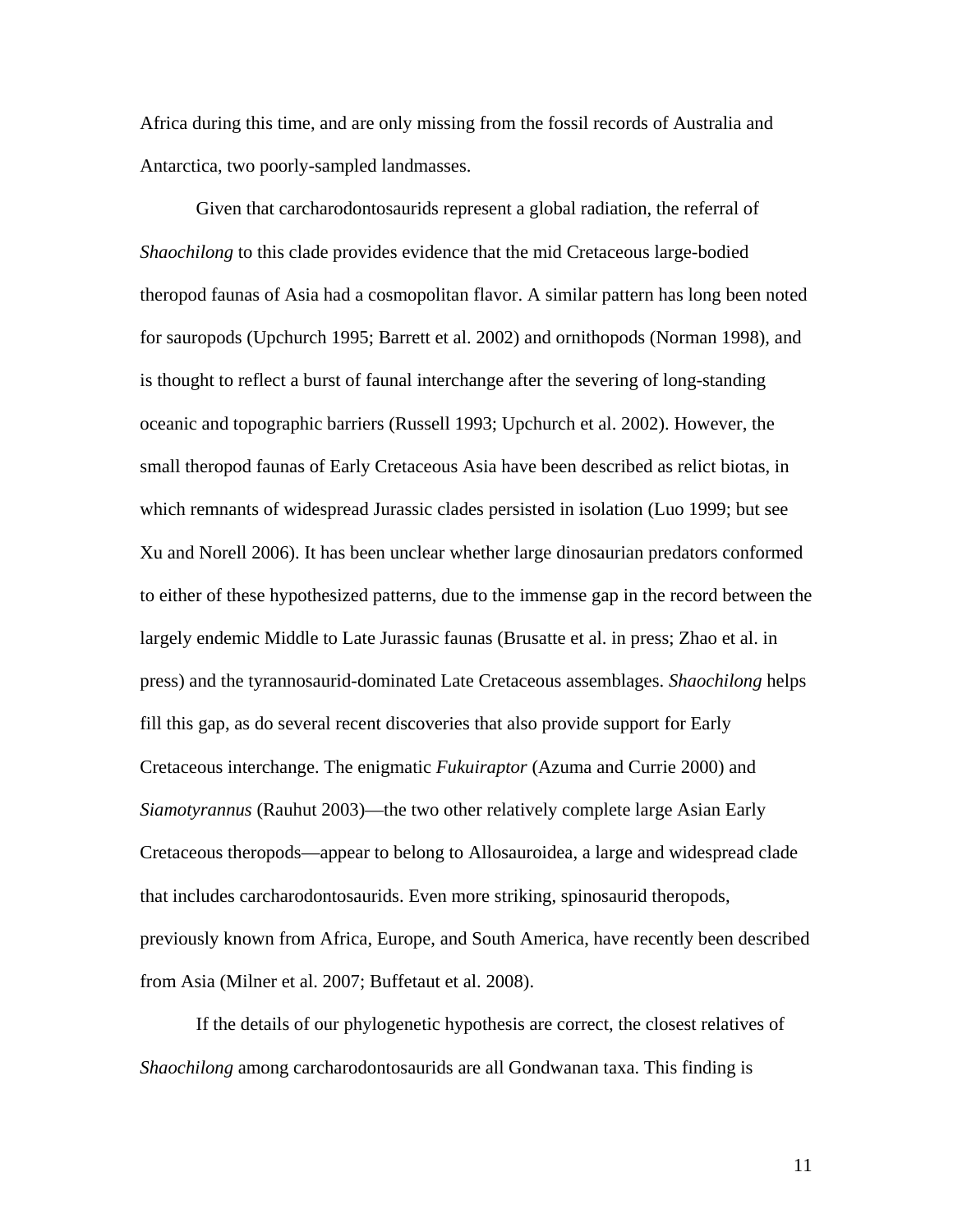Africa during this time, and are only missing from the fossil records of Australia and Antarctica, two poorly-sampled landmasses.

Given that carcharodontosaurids represent a global radiation, the referral of *Shaochilong* to this clade provides evidence that the mid Cretaceous large-bodied theropod faunas of Asia had a cosmopolitan flavor. A similar pattern has long been noted for sauropods (Upchurch 1995; Barrett et al. 2002) and ornithopods (Norman 1998), and is thought to reflect a burst of faunal interchange after the severing of long-standing oceanic and topographic barriers (Russell 1993; Upchurch et al. 2002). However, the small theropod faunas of Early Cretaceous Asia have been described as relict biotas, in which remnants of widespread Jurassic clades persisted in isolation (Luo 1999; but see Xu and Norell 2006). It has been unclear whether large dinosaurian predators conformed to either of these hypothesized patterns, due to the immense gap in the record between the largely endemic Middle to Late Jurassic faunas (Brusatte et al. in press; Zhao et al. in press) and the tyrannosaurid-dominated Late Cretaceous assemblages. *Shaochilong* helps fill this gap, as do several recent discoveries that also provide support for Early Cretaceous interchange. The enigmatic *Fukuiraptor* (Azuma and Currie 2000) and *Siamotyrannus* (Rauhut 2003)—the two other relatively complete large Asian Early Cretaceous theropods—appear to belong to Allosauroidea, a large and widespread clade that includes carcharodontosaurids. Even more striking, spinosaurid theropods, previously known from Africa, Europe, and South America, have recently been described from Asia (Milner et al. 2007; Buffetaut et al. 2008).

If the details of our phylogenetic hypothesis are correct, the closest relatives of *Shaochilong* among carcharodontosaurids are all Gondwanan taxa. This finding is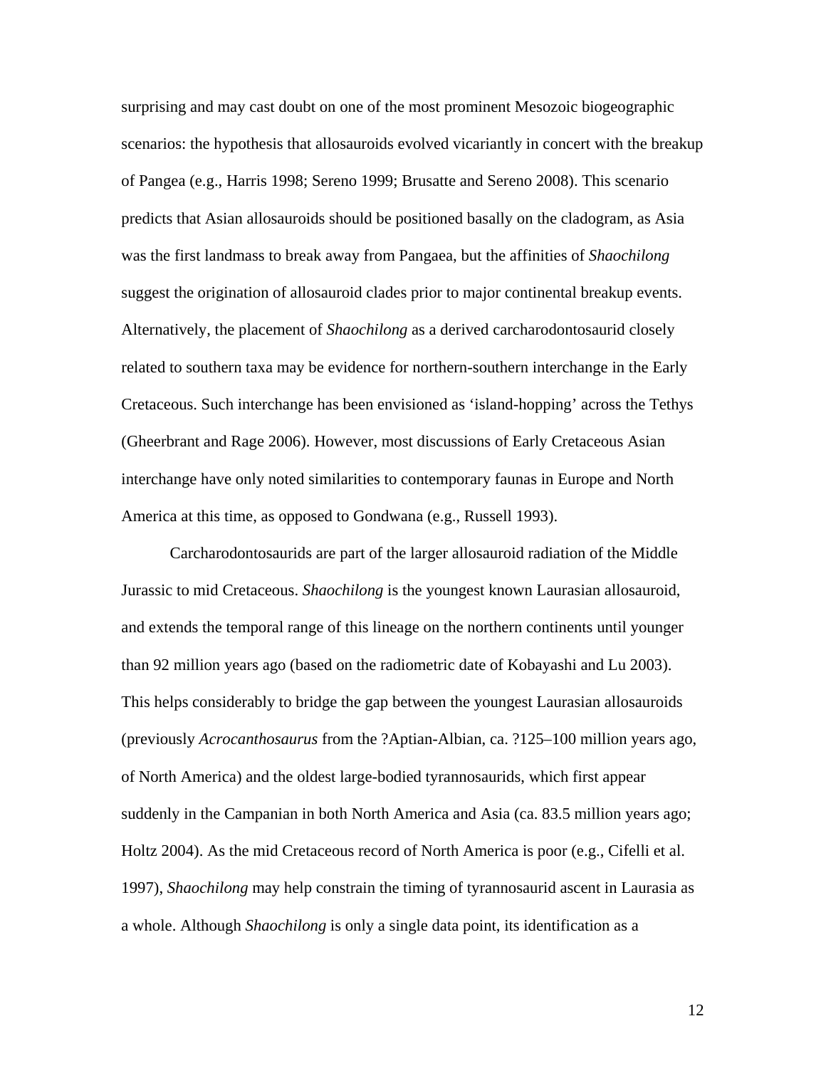surprising and may cast doubt on one of the most prominent Mesozoic biogeographic scenarios: the hypothesis that allosauroids evolved vicariantly in concert with the breakup of Pangea (e.g., Harris 1998; Sereno 1999; Brusatte and Sereno 2008). This scenario predicts that Asian allosauroids should be positioned basally on the cladogram, as Asia was the first landmass to break away from Pangaea, but the affinities of *Shaochilong* suggest the origination of allosauroid clades prior to major continental breakup events. Alternatively, the placement of *Shaochilong* as a derived carcharodontosaurid closely related to southern taxa may be evidence for northern-southern interchange in the Early Cretaceous. Such interchange has been envisioned as 'island-hopping' across the Tethys (Gheerbrant and Rage 2006). However, most discussions of Early Cretaceous Asian interchange have only noted similarities to contemporary faunas in Europe and North America at this time, as opposed to Gondwana (e.g., Russell 1993).

Carcharodontosaurids are part of the larger allosauroid radiation of the Middle Jurassic to mid Cretaceous. *Shaochilong* is the youngest known Laurasian allosauroid, and extends the temporal range of this lineage on the northern continents until younger than 92 million years ago (based on the radiometric date of Kobayashi and Lu 2003). This helps considerably to bridge the gap between the youngest Laurasian allosauroids (previously *Acrocanthosaurus* from the ?Aptian-Albian, ca. ?125–100 million years ago, of North America) and the oldest large-bodied tyrannosaurids, which first appear suddenly in the Campanian in both North America and Asia (ca. 83.5 million years ago; Holtz 2004). As the mid Cretaceous record of North America is poor (e.g., Cifelli et al. 1997), *Shaochilong* may help constrain the timing of tyrannosaurid ascent in Laurasia as a whole. Although *Shaochilong* is only a single data point, its identification as a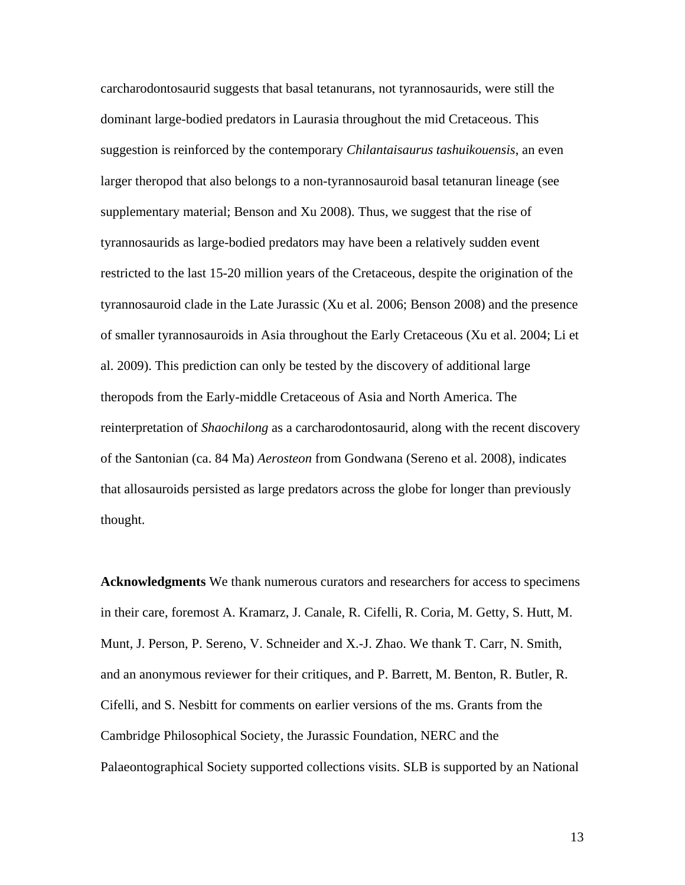carcharodontosaurid suggests that basal tetanurans, not tyrannosaurids, were still the dominant large-bodied predators in Laurasia throughout the mid Cretaceous. This suggestion is reinforced by the contemporary *Chilantaisaurus tashuikouensis*, an even larger theropod that also belongs to a non-tyrannosauroid basal tetanuran lineage (see supplementary material; Benson and Xu 2008). Thus, we suggest that the rise of tyrannosaurids as large-bodied predators may have been a relatively sudden event restricted to the last 15-20 million years of the Cretaceous, despite the origination of the tyrannosauroid clade in the Late Jurassic (Xu et al. 2006; Benson 2008) and the presence of smaller tyrannosauroids in Asia throughout the Early Cretaceous (Xu et al. 2004; Li et al. 2009). This prediction can only be tested by the discovery of additional large theropods from the Early-middle Cretaceous of Asia and North America. The reinterpretation of *Shaochilong* as a carcharodontosaurid, along with the recent discovery of the Santonian (ca. 84 Ma) *Aerosteon* from Gondwana (Sereno et al. 2008), indicates that allosauroids persisted as large predators across the globe for longer than previously thought.

**Acknowledgments** We thank numerous curators and researchers for access to specimens in their care, foremost A. Kramarz, J. Canale, R. Cifelli, R. Coria, M. Getty, S. Hutt, M. Munt, J. Person, P. Sereno, V. Schneider and X.-J. Zhao. We thank T. Carr, N. Smith, and an anonymous reviewer for their critiques, and P. Barrett, M. Benton, R. Butler, R. Cifelli, and S. Nesbitt for comments on earlier versions of the ms. Grants from the Cambridge Philosophical Society, the Jurassic Foundation, NERC and the Palaeontographical Society supported collections visits. SLB is supported by an National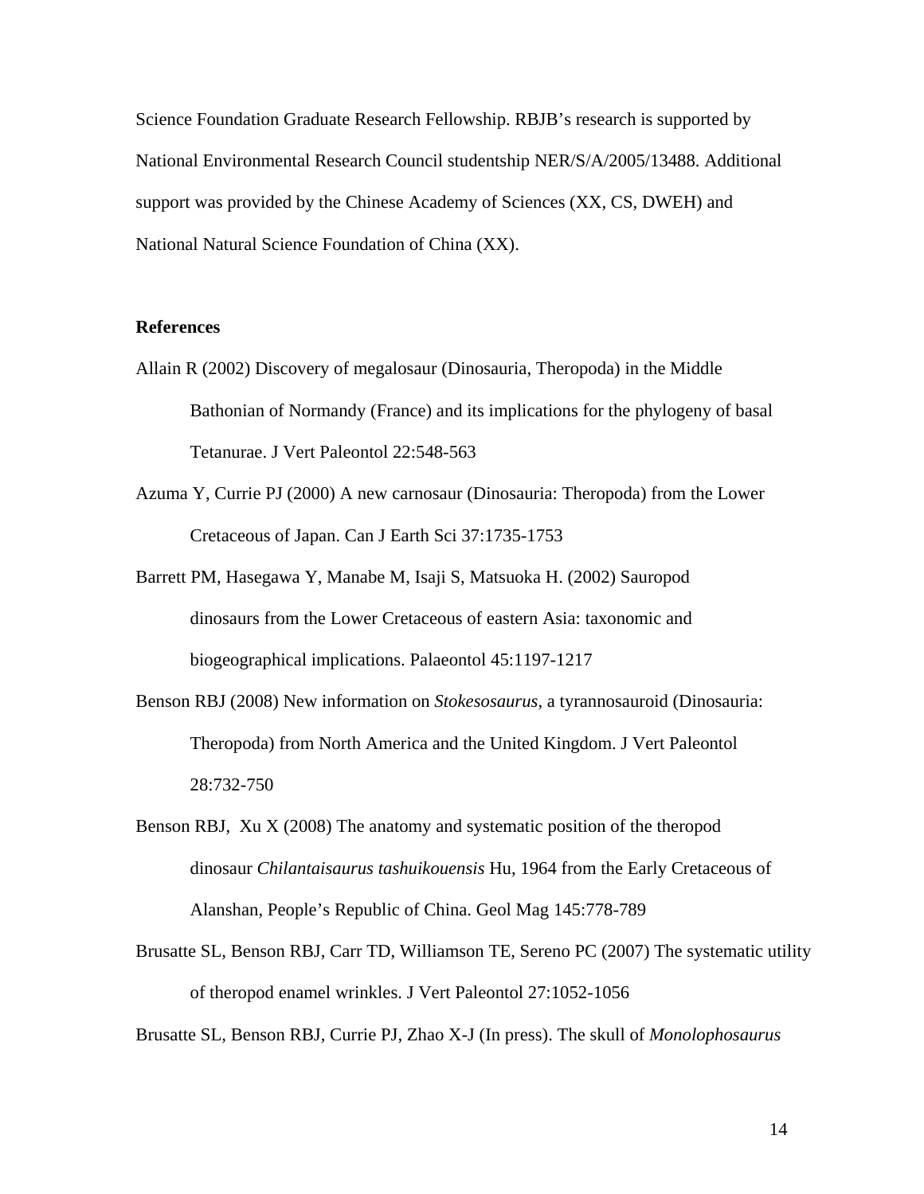Science Foundation Graduate Research Fellowship. RBJB's research is supported by National Environmental Research Council studentship NER/S/A/2005/13488. Additional support was provided by the Chinese Academy of Sciences (XX, CS, DWEH) and National Natural Science Foundation of China (XX).

**References**

Allain R (2002) Discovery of megalosaur (Dinosauria, Theropoda) in the Middle Bathonian of Normandy (France) and its implications for the phylogeny of basal Tetanurae. J Vert Paleontol 22:548-563

Azuma Y, Currie PJ (2000) A new carnosaur (Dinosauria: Theropoda) from the Lower Cretaceous of Japan. Can J Earth Sci 37:1735-1753

Barrett PM, Hasegawa Y, Manabe M, Isaji S, Matsuoka H. (2002) Sauropod dinosaurs from the Lower Cretaceous of eastern Asia: taxonomic and biogeographical implications. Palaeontol 45:1197-1217

Benson RBJ (2008) New information on *Stokesosaurus*, a tyrannosauroid (Dinosauria: Theropoda) from North America and the United Kingdom. J Vert Paleontol 28:732-750

Benson RBJ, Xu X (2008) The anatomy and systematic position of the theropod dinosaur *Chilantaisaurus tashuikouensis* Hu, 1964 from the Early Cretaceous of Alanshan, People's Republic of China. Geol Mag 145:778-789

Brusatte SL, Benson RBJ, Carr TD, Williamson TE, Sereno PC (2007) The systematic utility of theropod enamel wrinkles. J Vert Paleontol 27:1052-1056

Brusatte SL, Benson RBJ, Currie PJ, Zhao X-J (In press). The skull of *Monolophosaurus*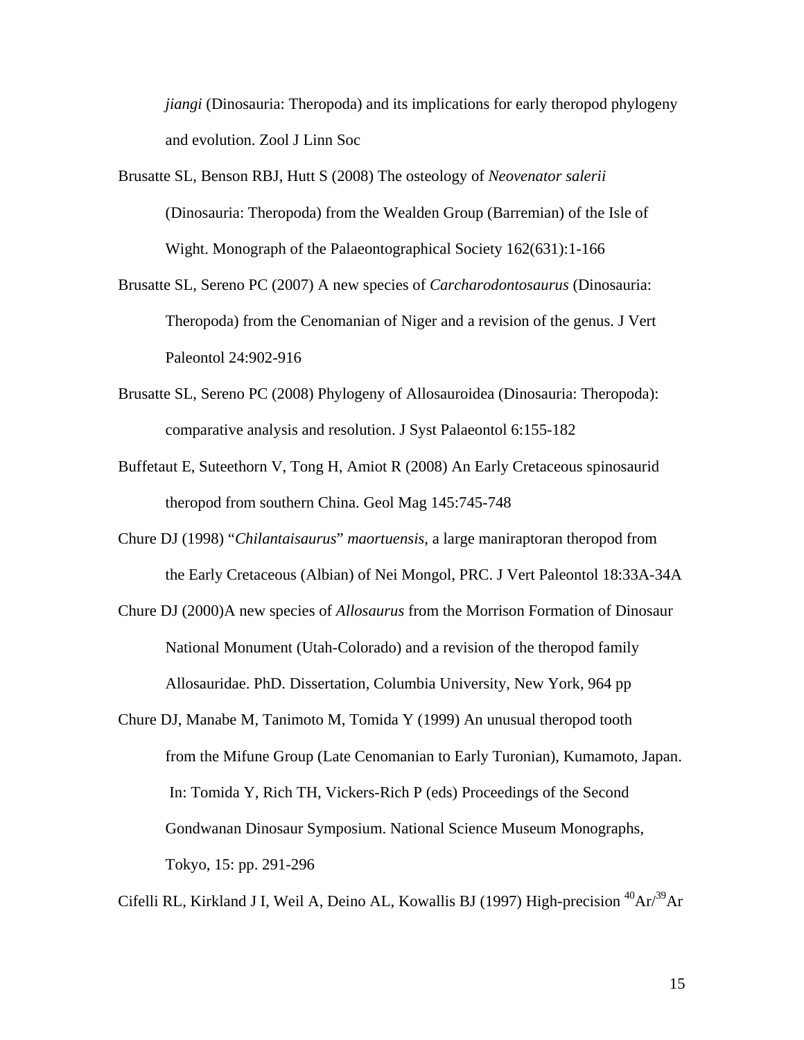*jiangi* (Dinosauria: Theropoda) and its implications for early theropod phylogeny and evolution. Zool J Linn Soc

Brusatte SL, Benson RBJ, Hutt S (2008) The osteology of *Neovenator salerii* (Dinosauria: Theropoda) from the Wealden Group (Barremian) of the Isle of Wight. Monograph of the Palaeontographical Society 162(631):1-166

Brusatte SL, Sereno PC (2007) A new species of *Carcharodontosaurus* (Dinosauria: Theropoda) from the Cenomanian of Niger and a revision of the genus. J Vert Paleontol 24:902-916

Brusatte SL, Sereno PC (2008) Phylogeny of Allosauroidea (Dinosauria: Theropoda): comparative analysis and resolution. J Syst Palaeontol 6:155-182

Buffetaut E, Suteethorn V, Tong H, Amiot R (2008) An Early Cretaceous spinosaurid theropod from southern China. Geol Mag 145:745-748

Chure DJ (1998) "*Chilantaisaurus*" *maortuensis*, a large maniraptoran theropod from the Early Cretaceous (Albian) of Nei Mongol, PRC. J Vert Paleontol 18:33A-34A

Chure DJ (2000)A new species of *Allosaurus* from the Morrison Formation of Dinosaur National Monument (Utah-Colorado) and a revision of the theropod family Allosauridae. PhD. Dissertation, Columbia University, New York, 964 pp

Chure DJ, Manabe M, Tanimoto M, Tomida Y (1999) An unusual theropod tooth from the Mifune Group (Late Cenomanian to Early Turonian), Kumamoto, Japan. In: Tomida Y, Rich TH, Vickers-Rich P (eds) Proceedings of the Second Gondwanan Dinosaur Symposium. National Science Museum Monographs, Tokyo, 15: pp. 291-296

Cifelli RL, Kirkland J I, Weil A, Deino AL, Kowallis BJ (1997) High-precision $^{40}Ar/^{39}Ar$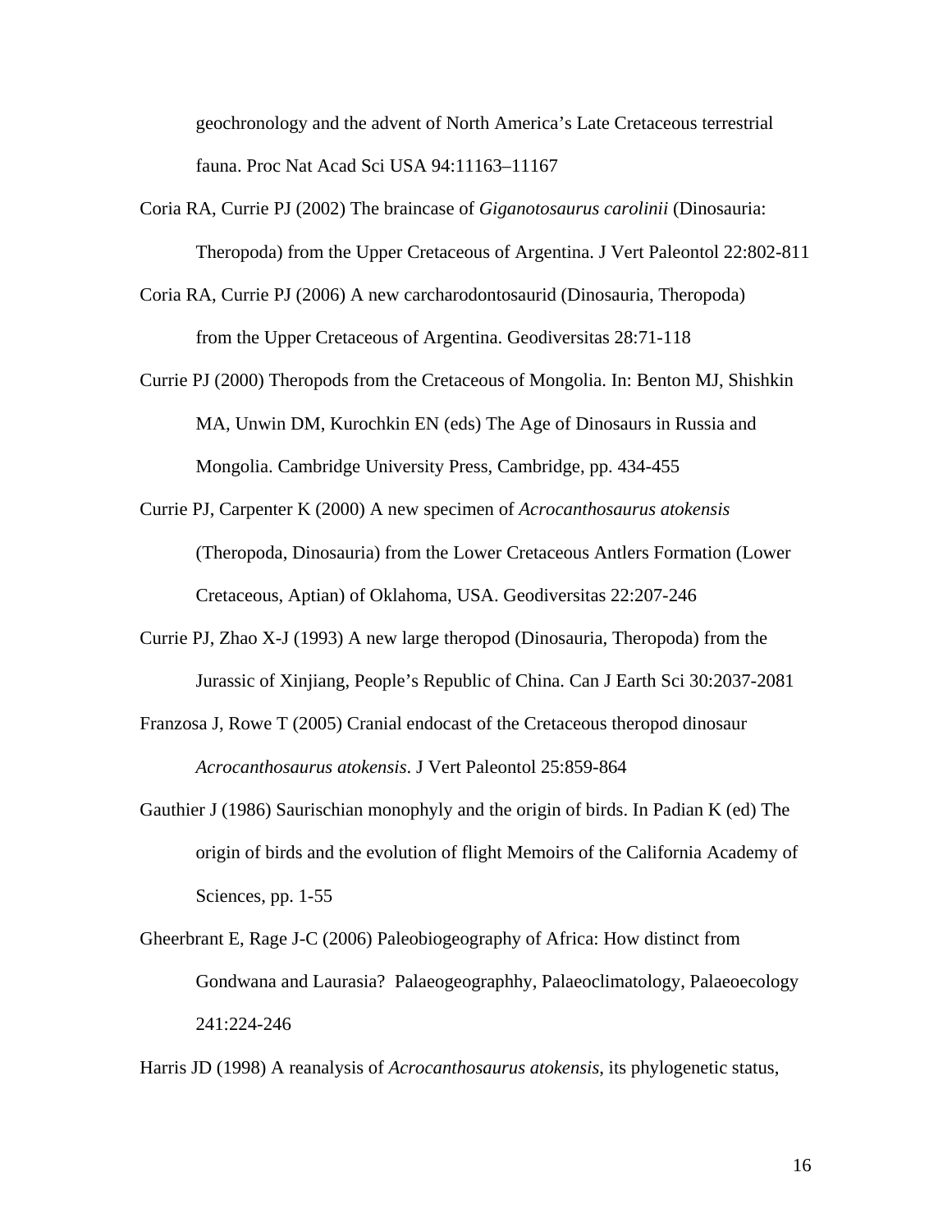geochronology and the advent of North America's Late Cretaceous terrestrial fauna. Proc Nat Acad Sci USA 94:11163–11167

Coria RA, Currie PJ (2002) The braincase of *Giganotosaurus carolinii* (Dinosauria: Theropoda) from the Upper Cretaceous of Argentina. J Vert Paleontol 22:802-811

Coria RA, Currie PJ (2006) A new carcharodontosaurid (Dinosauria, Theropoda) from the Upper Cretaceous of Argentina. Geodiversitas 28:71-118

Currie PJ (2000) Theropods from the Cretaceous of Mongolia. In: Benton MJ, Shishkin MA, Unwin DM, Kurochkin EN (eds) The Age of Dinosaurs in Russia and Mongolia. Cambridge University Press, Cambridge, pp. 434-455

Currie PJ, Carpenter K (2000) A new specimen of *Acrocanthosaurus atokensis* (Theropoda, Dinosauria) from the Lower Cretaceous Antlers Formation (Lower Cretaceous, Aptian) of Oklahoma, USA. Geodiversitas 22:207-246

Currie PJ, Zhao X-J (1993) A new large theropod (Dinosauria, Theropoda) from the Jurassic of Xinjiang, People's Republic of China. Can J Earth Sci 30:2037-2081

Franzosa J, Rowe T (2005) Cranial endocast of the Cretaceous theropod dinosaur *Acrocanthosaurus atokensis*. J Vert Paleontol 25:859-864

Gauthier J (1986) Saurischian monophyly and the origin of birds. In Padian K (ed) The origin of birds and the evolution of flight Memoirs of the California Academy of Sciences, pp. 1-55

Gheerbrant E, Rage J-C (2006) Paleobiogeography of Africa: How distinct from Gondwana and Laurasia? Palaeogeographhy, Palaeoclimatology, Palaeoecology 241:224-246

Harris JD (1998) A reanalysis of *Acrocanthosaurus atokensis*, its phylogenetic status,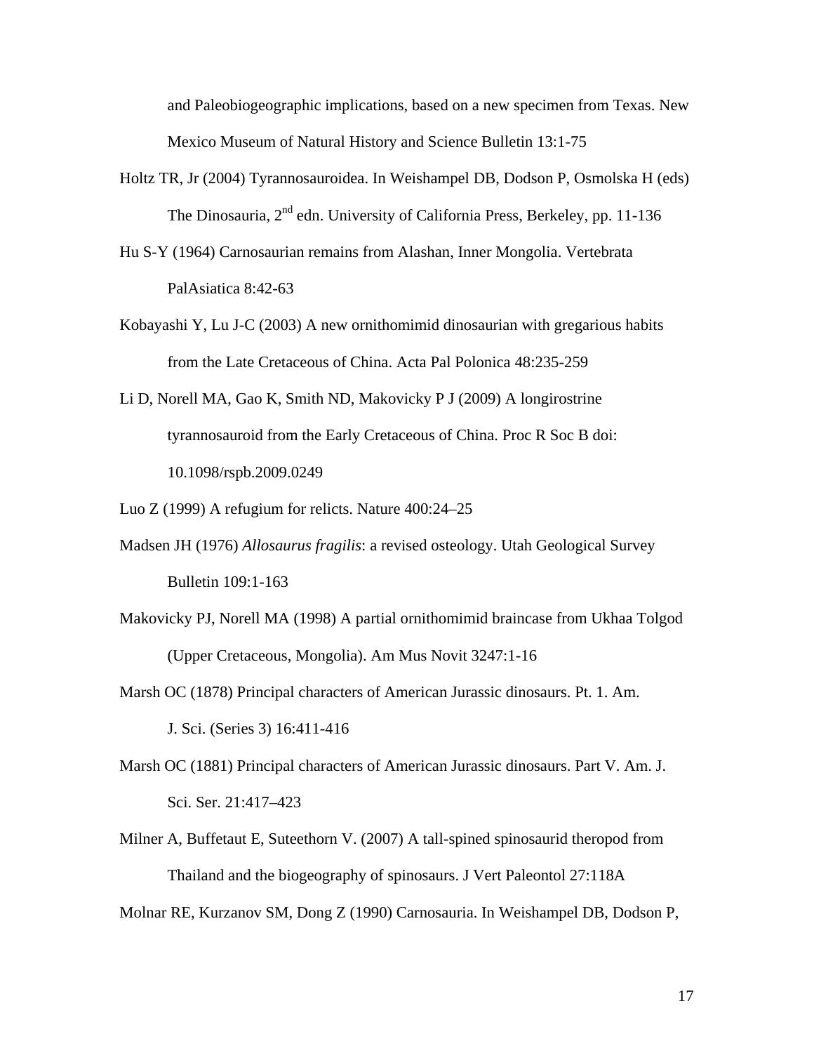and Paleobiogeographic implications, based on a new specimen from Texas. New Mexico Museum of Natural History and Science Bulletin 13:1-75

Holtz TR, Jr (2004) Tyrannosauroidea. In Weishampel DB, Dodson P, Osmolska H (eds) The Dinosauria, 2nd edn. University of California Press, Berkeley, pp. 11-136

Hu S-Y (1964) Carnosaurian remains from Alashan, Inner Mongolia. Vertebrata PalAsiatica 8:42-63

Kobayashi Y, Lu J-C (2003) A new ornithomimid dinosaurian with gregarious habits from the Late Cretaceous of China. Acta Pal Polonica 48:235-259

Li D, Norell MA, Gao K, Smith ND, Makovicky P J (2009) A longirostrine tyrannosauroid from the Early Cretaceous of China. Proc R Soc B doi: 10.1098/rspb.2009.0249

Luo Z (1999) A refugium for relicts. Nature 400:24–25

Madsen JH (1976) *Allosaurus fragilis*: a revised osteology. Utah Geological Survey Bulletin 109:1-163

Makovicky PJ, Norell MA (1998) A partial ornithomimid braincase from Ukhaa Tolgod (Upper Cretaceous, Mongolia). Am Mus Novit 3247:1-16

Marsh OC (1878) Principal characters of American Jurassic dinosaurs. Pt. 1. Am. J. Sci. (Series 3) 16:411-416

Marsh OC (1881) Principal characters of American Jurassic dinosaurs. Part V. Am. J. Sci. Ser. 21:417–423

Milner A, Buffetaut E, Suteethorn V. (2007) A tall-spined spinosaurid theropod from Thailand and the biogeography of spinosaurs. J Vert Paleontol 27:118A

Molnar RE, Kurzanov SM, Dong Z (1990) Carnosauria. In Weishampel DB, Dodson P,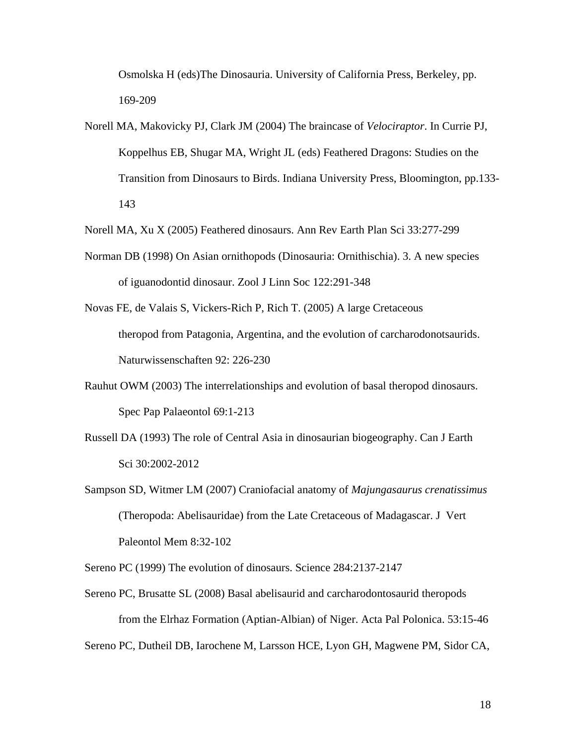Osmolska H (eds)The Dinosauria. University of California Press, Berkeley, pp. 169-209

Norell MA, Makovicky PJ, Clark JM (2004) The braincase of *Velociraptor*. In Currie PJ, Koppelhus EB, Shugar MA, Wright JL (eds) Feathered Dragons: Studies on the Transition from Dinosaurs to Birds. Indiana University Press, Bloomington, pp.133-143

Norell MA, Xu X (2005) Feathered dinosaurs. Ann Rev Earth Plan Sci 33:277-299

Norman DB (1998) On Asian ornithopods (Dinosauria: Ornithischia). 3. A new species of iguanodontid dinosaur. Zool J Linn Soc 122:291-348

Novas FE, de Valais S, Vickers-Rich P, Rich T. (2005) A large Cretaceous theropod from Patagonia, Argentina, and the evolution of carcharodonotsaurids. Naturwissenschaften 92: 226-230

Rauhut OWM (2003) The interrelationships and evolution of basal theropod dinosaurs. Spec Pap Palaeontol 69:1-213

Russell DA (1993) The role of Central Asia in dinosaurian biogeography. Can J Earth Sci 30:2002-2012

Sampson SD, Witmer LM (2007) Craniofacial anatomy of *Majungasaurus crenatissimus* (Theropoda: Abelisauridae) from the Late Cretaceous of Madagascar. J Vert Paleontol Mem 8:32-102

Sereno PC (1999) The evolution of dinosaurs. Science 284:2137-2147

Sereno PC, Brusatte SL (2008) Basal abelisaurid and carcharodontosaurid theropods from the Elrhaz Formation (Aptian-Albian) of Niger. Acta Pal Polonica. 53:15-46

Sereno PC, Dutheil DB, Iarochene M, Larsson HCE, Lyon GH, Magwene PM, Sidor CA,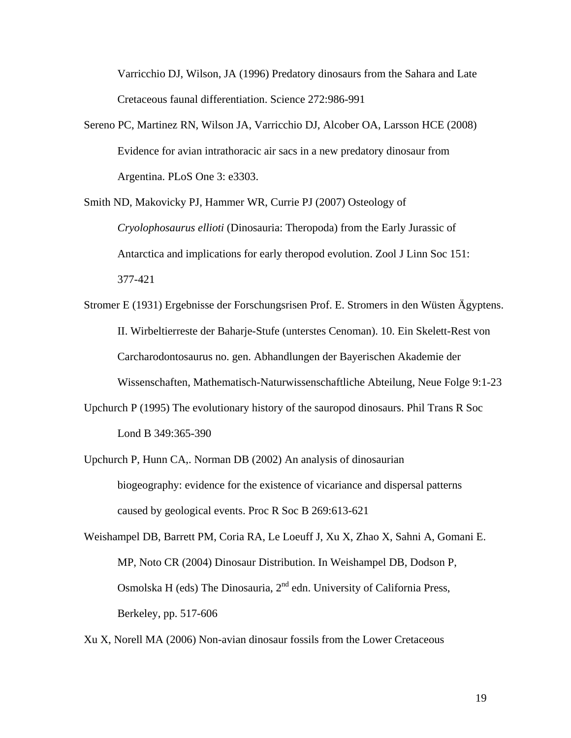Varricchio DJ, Wilson, JA (1996) Predatory dinosaurs from the Sahara and Late Cretaceous faunal differentiation. Science 272:986-991

Sereno PC, Martinez RN, Wilson JA, Varricchio DJ, Alcober OA, Larsson HCE (2008) Evidence for avian intrathoracic air sacs in a new predatory dinosaur from Argentina. PLoS One 3: e3303.

Smith ND, Makovicky PJ, Hammer WR, Currie PJ (2007) Osteology of *Cryolophosaurus ellioti* (Dinosauria: Theropoda) from the Early Jurassic of Antarctica and implications for early theropod evolution. Zool J Linn Soc 151: 377-421

Stromer E (1931) Ergebnisse der Forschungsrisen Prof. E. Stromers in den Wüsten Ägyptens. II. Wirbeltierreste der Baharje-Stufe (unterstes Cenoman). 10. Ein Skelett-Rest von Carcharodontosaurus no. gen. Abhandlungen der Bayerischen Akademie der Wissenschaften, Mathematisch-Naturwissenschaftliche Abteilung, Neue Folge 9:1-23

Upchurch P (1995) The evolutionary history of the sauropod dinosaurs. Phil Trans R Soc Lond B 349:365-390

Upchurch P, Hunn CA,. Norman DB (2002) An analysis of dinosaurian biogeography: evidence for the existence of vicariance and dispersal patterns caused by geological events. Proc R Soc B 269:613-621

Weishampel DB, Barrett PM, Coria RA, Le Loeuff J, Xu X, Zhao X, Sahni A, Gomani E. MP, Noto CR (2004) Dinosaur Distribution. In Weishampel DB, Dodson P, Osmolska H (eds) The Dinosauria, 2nd edn. University of California Press, Berkeley, pp. 517-606

Xu X, Norell MA (2006) Non-avian dinosaur fossils from the Lower Cretaceous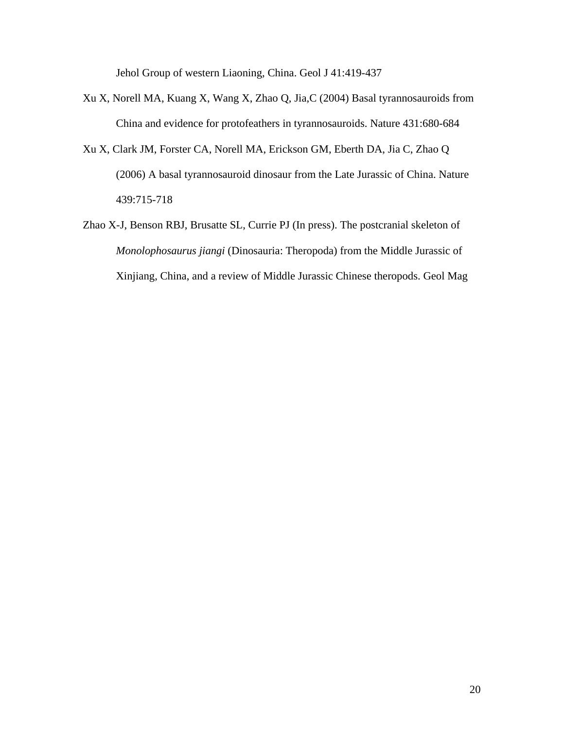Jehol Group of western Liaoning, China. Geol J 41:419-437

Xu X, Norell MA, Kuang X, Wang X, Zhao Q, Jia,C (2004) Basal tyrannosauroids from China and evidence for protofeathers in tyrannosauroids. Nature 431:680-684

Xu X, Clark JM, Forster CA, Norell MA, Erickson GM, Eberth DA, Jia C, Zhao Q (2006) A basal tyrannosauroid dinosaur from the Late Jurassic of China. Nature 439:715-718

Zhao X-J, Benson RBJ, Brusatte SL, Currie PJ (In press). The postcranial skeleton of *Monolophosaurus jiangi* (Dinosauria: Theropoda) from the Middle Jurassic of Xinjiang, China, and a review of Middle Jurassic Chinese theropods. Geol Mag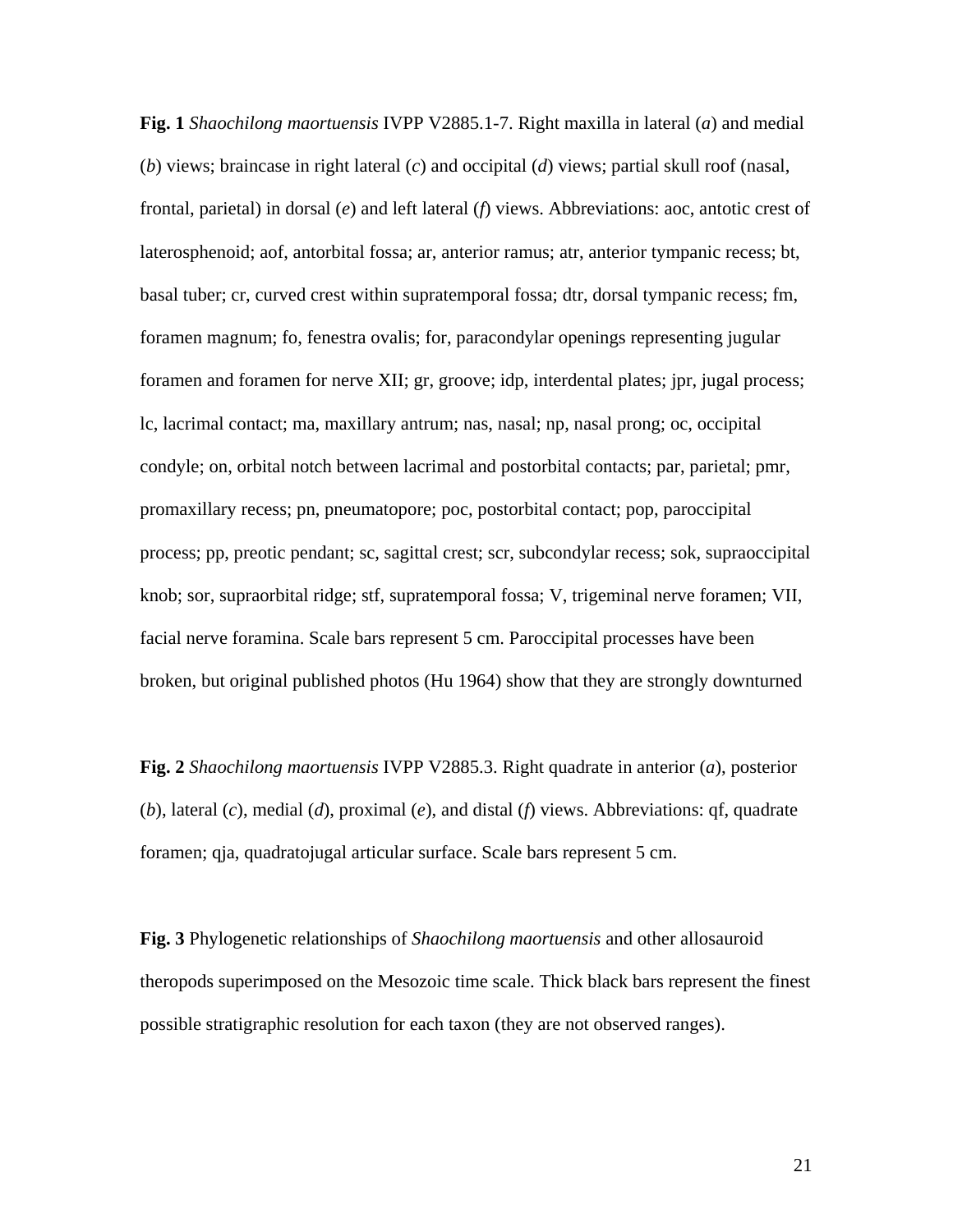**Fig. 1** *Shaochilong maortuensis* IVPP V2885.1-7. Right maxilla in lateral (*a*) and medial (*b*) views; braincase in right lateral (*c*) and occipital (*d*) views; partial skull roof (nasal, frontal, parietal) in dorsal (*e*) and left lateral (*f*) views. Abbreviations: aoc, antotic crest of laterosphenoid; aof, antorbital fossa; ar, anterior ramus; atr, anterior tympanic recess; bt, basal tuber; cr, curved crest within supratemporal fossa; dtr, dorsal tympanic recess; fm, foramen magnum; fo, fenestra ovalis; for, paracondylar openings representing jugular foramen and foramen for nerve XII; gr, groove; idp, interdental plates; jpr, jugal process; lc, lacrimal contact; ma, maxillary antrum; nas, nasal; np, nasal prong; oc, occipital condyle; on, orbital notch between lacrimal and postorbital contacts; par, parietal; pmr, promaxillary recess; pn, pneumatopore; poc, postorbital contact; pop, paroccipital process; pp, preotic pendant; sc, sagittal crest; scr, subcondylar recess; sok, supraoccipital knob; sor, supraorbital ridge; stf, supratemporal fossa; V, trigeminal nerve foramen; VII, facial nerve foramina. Scale bars represent 5 cm. Paroccipital processes have been broken, but original published photos (Hu 1964) show that they are strongly downturned

**Fig. 2** *Shaochilong maortuensis* IVPP V2885.3. Right quadrate in anterior (*a*), posterior (*b*), lateral (*c*), medial (*d*), proximal (*e*), and distal (*f*) views. Abbreviations: qf, quadrate foramen; qja, quadratojugal articular surface. Scale bars represent 5 cm.

**Fig. 3** Phylogenetic relationships of *Shaochilong maortuensis* and other allosauroid theropods superimposed on the Mesozoic time scale. Thick black bars represent the finest possible stratigraphic resolution for each taxon (they are not observed ranges).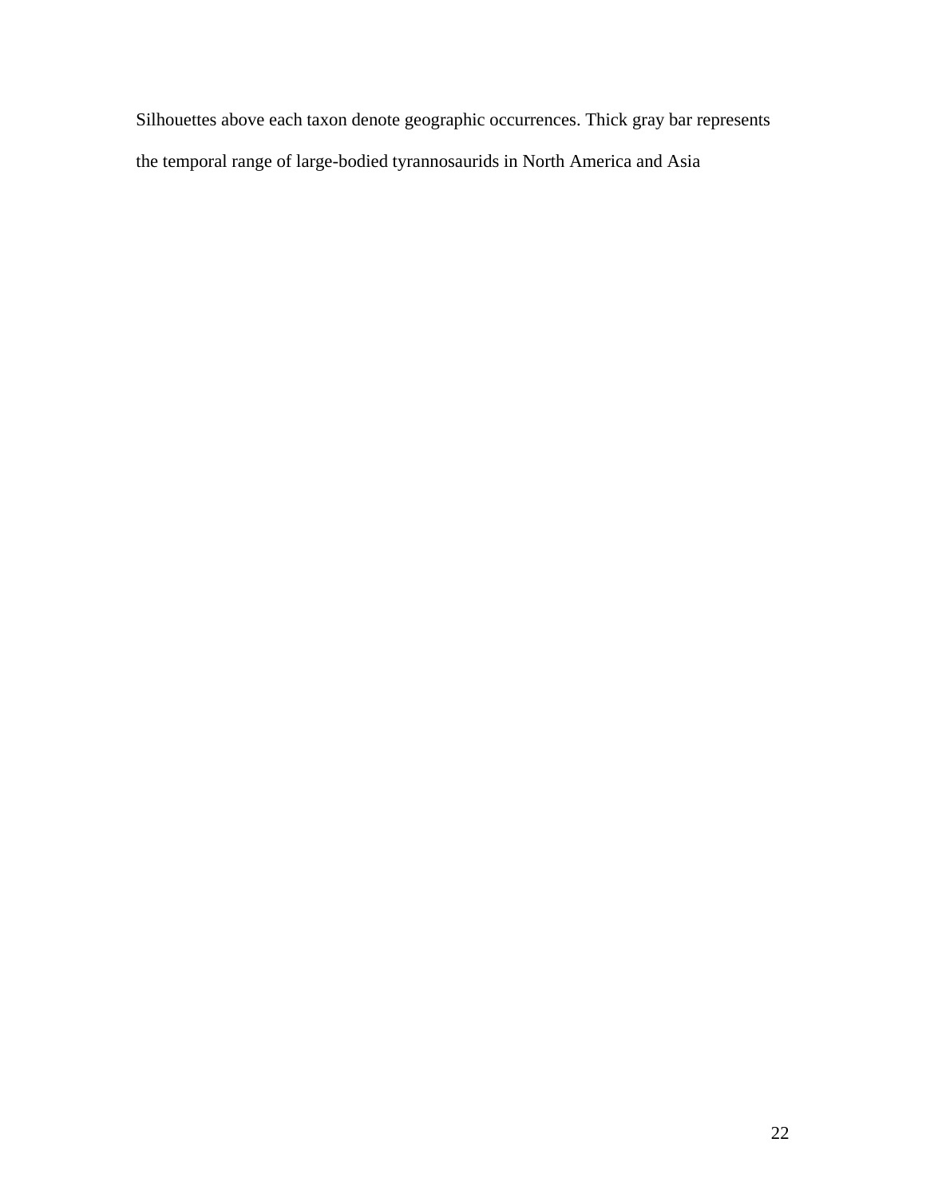Silhouettes above each taxon denote geographic occurrences. Thick gray bar represents the temporal range of large-bodied tyrannosaurids in North America and Asia